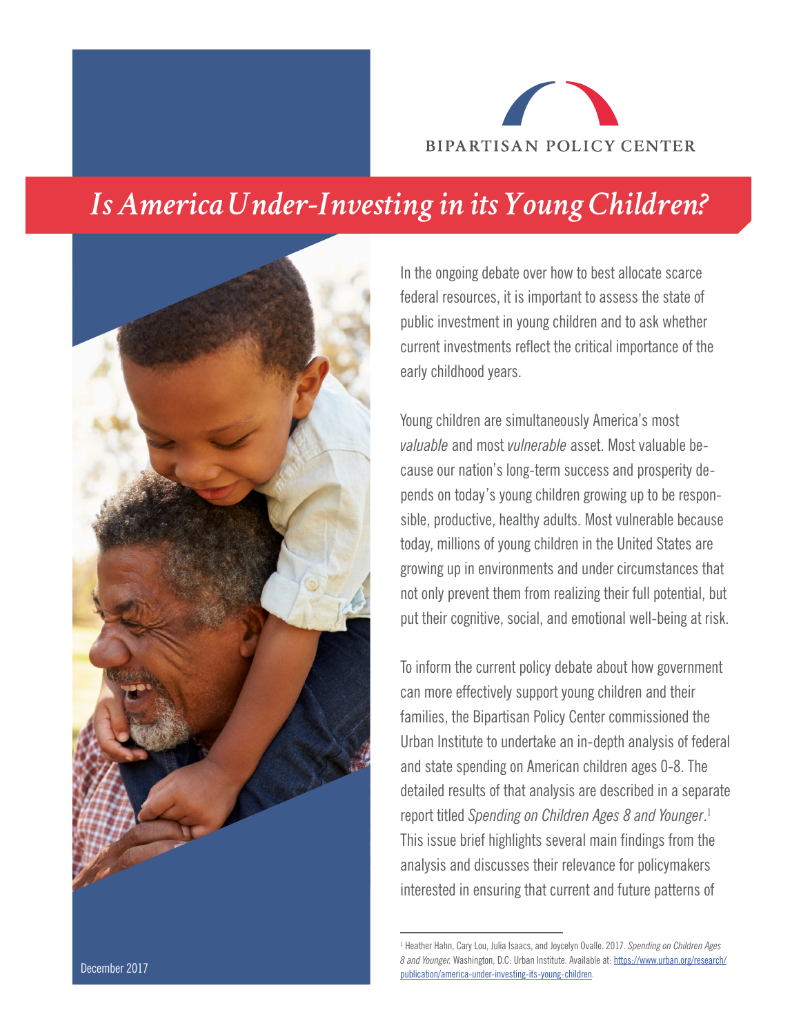BIPARTISAN POLICY CENTER

# *Is America Under-Investing in its Young Children?*

In the ongoing debate over how to best allocate scarce federal resources, it is important to assess the state of public investment in young children and to ask whether current investments reflect the critical importance of the early childhood years.

Young children are simultaneously America's most *valuable* and most *vulnerable* asset. Most valuable because our nation's long-term success and prosperity depends on today's young children growing up to be responsible, productive, healthy adults. Most vulnerable because today, millions of young children in the United States are growing up in environments and under circumstances that not only prevent them from realizing their full potential, but put their cognitive, social, and emotional well-being at risk.

To inform the current policy debate about how government can more effectively support young children and their families, the Bipartisan Policy Center commissioned the Urban Institute to undertake an in-depth analysis of federal and state spending on American children ages 0-8. The detailed results of that analysis are described in a separate report titled *Spending on Children Ages 8 and Younger*.[1] This issue brief highlights several main findings from the analysis and discusses their relevance for policymakers interested in ensuring that current and future patterns of

December 2017

[1] Heather Hahn, Cary Lou, Julia Isaacs, and Joycelyn Ovalle. 2017. *Spending on Children Ages 8 and Younger.* Washington, D.C: Urban Institute. Available at: https://www.urban.org/research/publication/america-under-investing-its-young-children.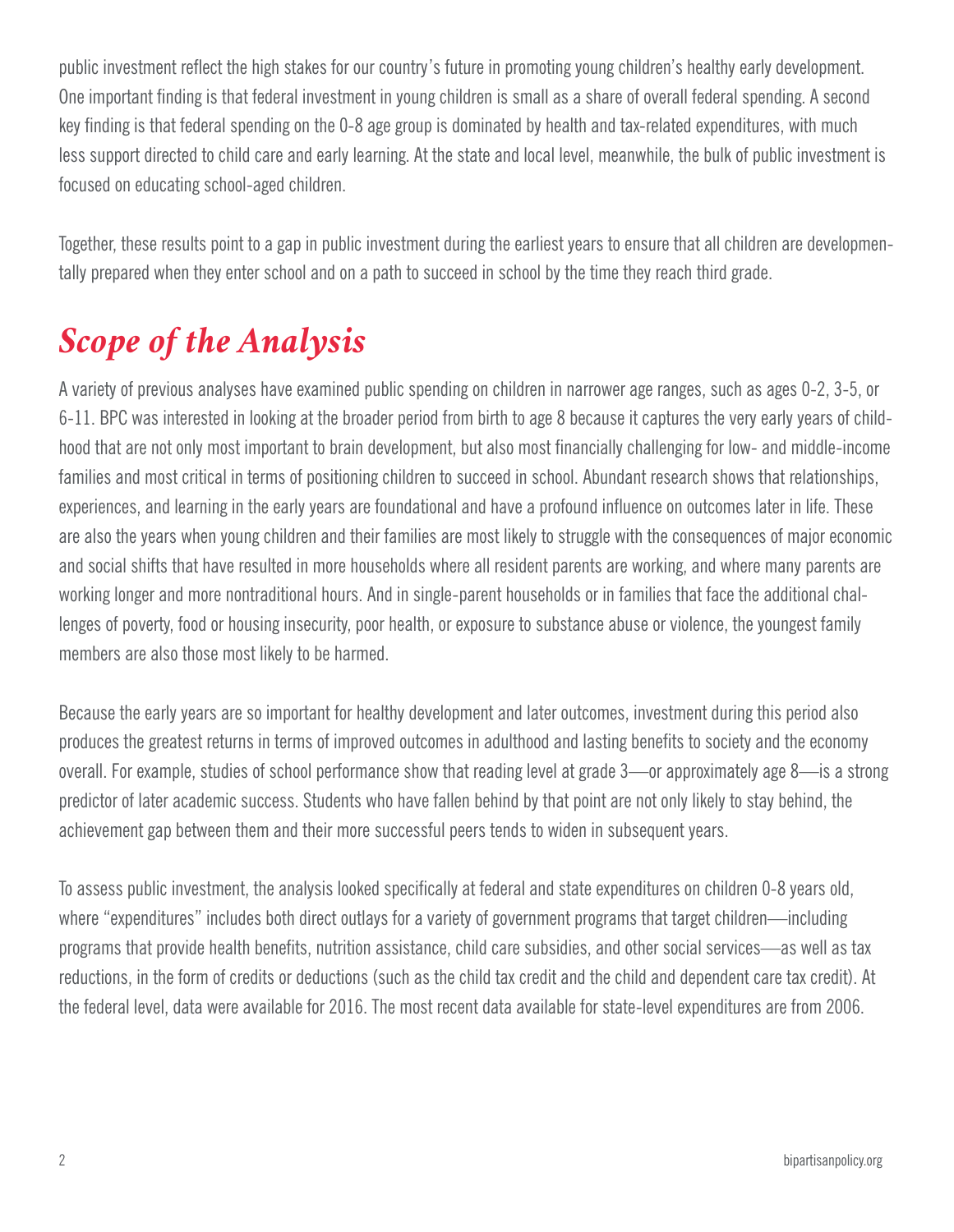public investment reflect the high stakes for our country's future in promoting young children's healthy early development. One important finding is that federal investment in young children is small as a share of overall federal spending. A second key finding is that federal spending on the 0-8 age group is dominated by health and tax-related expenditures, with much less support directed to child care and early learning. At the state and local level, meanwhile, the bulk of public investment is focused on educating school-aged children.

Together, these results point to a gap in public investment during the earliest years to ensure that all children are developmentally prepared when they enter school and on a path to succeed in school by the time they reach third grade.

## *Scope of the Analysis*

A variety of previous analyses have examined public spending on children in narrower age ranges, such as ages 0-2, 3-5, or 6-11. BPC was interested in looking at the broader period from birth to age 8 because it captures the very early years of childhood that are not only most important to brain development, but also most financially challenging for low- and middle-income families and most critical in terms of positioning children to succeed in school. Abundant research shows that relationships, experiences, and learning in the early years are foundational and have a profound influence on outcomes later in life. These are also the years when young children and their families are most likely to struggle with the consequences of major economic and social shifts that have resulted in more households where all resident parents are working, and where many parents are working longer and more nontraditional hours. And in single-parent households or in families that face the additional challenges of poverty, food or housing insecurity, poor health, or exposure to substance abuse or violence, the youngest family members are also those most likely to be harmed.

Because the early years are so important for healthy development and later outcomes, investment during this period also produces the greatest returns in terms of improved outcomes in adulthood and lasting benefits to society and the economy overall. For example, studies of school performance show that reading level at grade 3—or approximately age 8—is a strong predictor of later academic success. Students who have fallen behind by that point are not only likely to stay behind, the achievement gap between them and their more successful peers tends to widen in subsequent years.

To assess public investment, the analysis looked specifically at federal and state expenditures on children 0-8 years old, where "expenditures" includes both direct outlays for a variety of government programs that target children—including programs that provide health benefits, nutrition assistance, child care subsidies, and other social services—as well as tax reductions, in the form of credits or deductions (such as the child tax credit and the child and dependent care tax credit). At the federal level, data were available for 2016. The most recent data available for state-level expenditures are from 2006.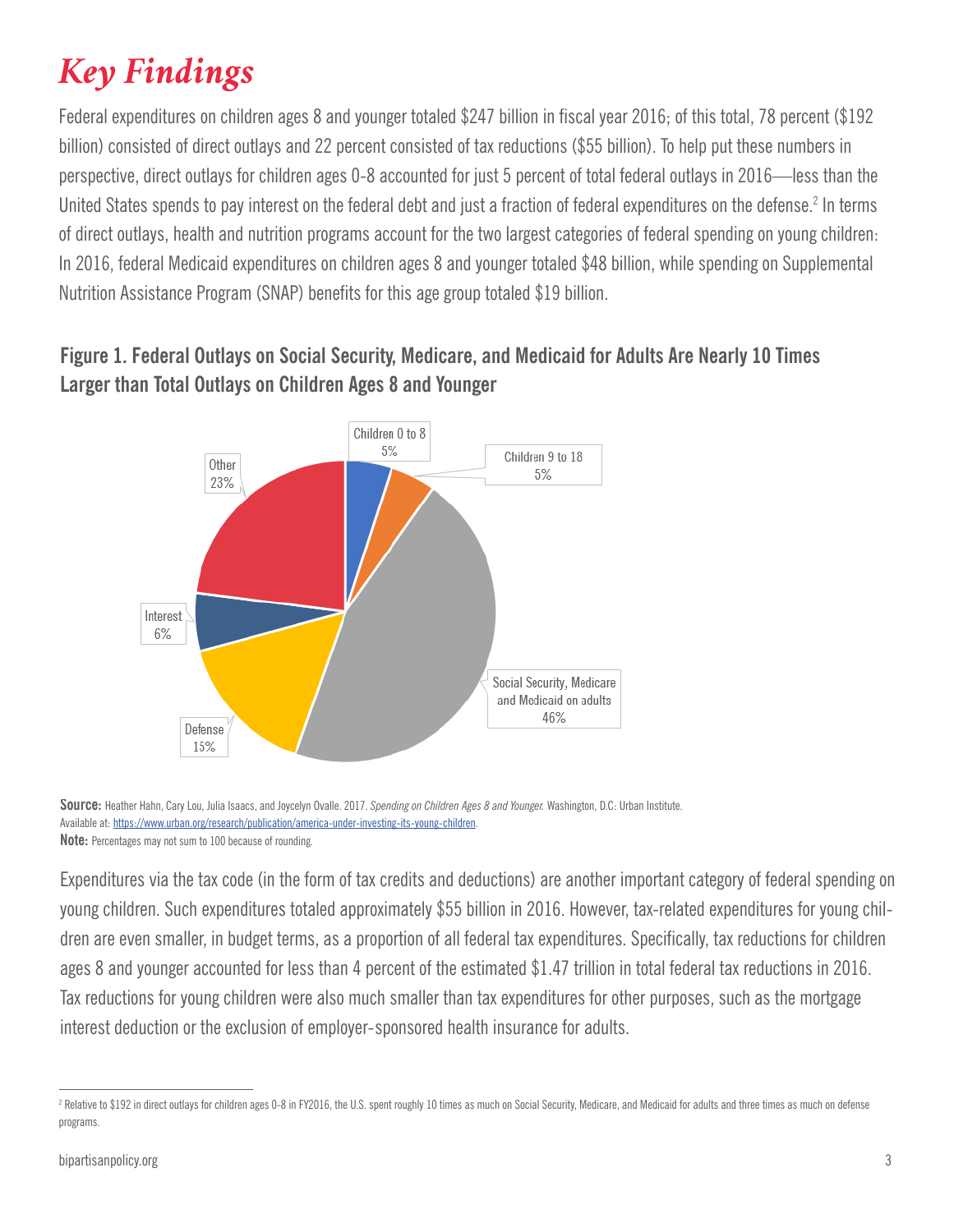# Key Findings

Federal expenditures on children ages 8 and younger totaled $247 billion in fiscal year 2016; of this total, 78 percent ($192 billion) consisted of direct outlays and 22 percent consisted of tax reductions ($55 billion). To help put these numbers in perspective, direct outlays for children ages 0-8 accounted for just 5 percent of total federal outlays in 2016—less than the United States spends to pay interest on the federal debt and just a fraction of federal expenditures on the defense.[2] In terms of direct outlays, health and nutrition programs account for the two largest categories of federal spending on young children: In 2016, federal Medicaid expenditures on children ages 8 and younger totaled $48 billion, while spending on Supplemental Nutrition Assistance Program (SNAP) benefits for this age group totaled $19 billion.

**Figure 1. Federal Outlays on Social Security, Medicare, and Medicaid for Adults Are Nearly 10 Times Larger than Total Outlays on Children Ages 8 and Younger**

| Category | Share |
| --- | --- |
| Children 0 to 8 | 5% |
| Children 9 to 18 | 5% |
| Social Security, Medicare and Medicaid on adults | 46% |
| Defense | 15% |
| Interest | 6% |
| Other | 23% |

**Source:** Heather Hahn, Cary Lou, Julia Isaacs, and Joycelyn Ovalle. 2017. *Spending on Children Ages 8 and Younger.* Washington, D.C: Urban Institute. Available at: https://www.urban.org/research/publication/america-under-investing-its-young-children.

**Note:** Percentages may not sum to 100 because of rounding.

Expenditures via the tax code (in the form of tax credits and deductions) are another important category of federal spending on young children. Such expenditures totaled approximately $55 billion in 2016. However, tax-related expenditures for young children are even smaller, in budget terms, as a proportion of all federal tax expenditures. Specifically, tax reductions for children ages 8 and younger accounted for less than 4 percent of the estimated $1.47 trillion in total federal tax reductions in 2016. Tax reductions for young children were also much smaller than tax expenditures for other purposes, such as the mortgage interest deduction or the exclusion of employer-sponsored health insurance for adults.

---

[2] Relative to $192 in direct outlays for children ages 0-8 in FY2016, the U.S. spent roughly 10 times as much on Social Security, Medicare, and Medicaid for adults and three times as much on defense programs.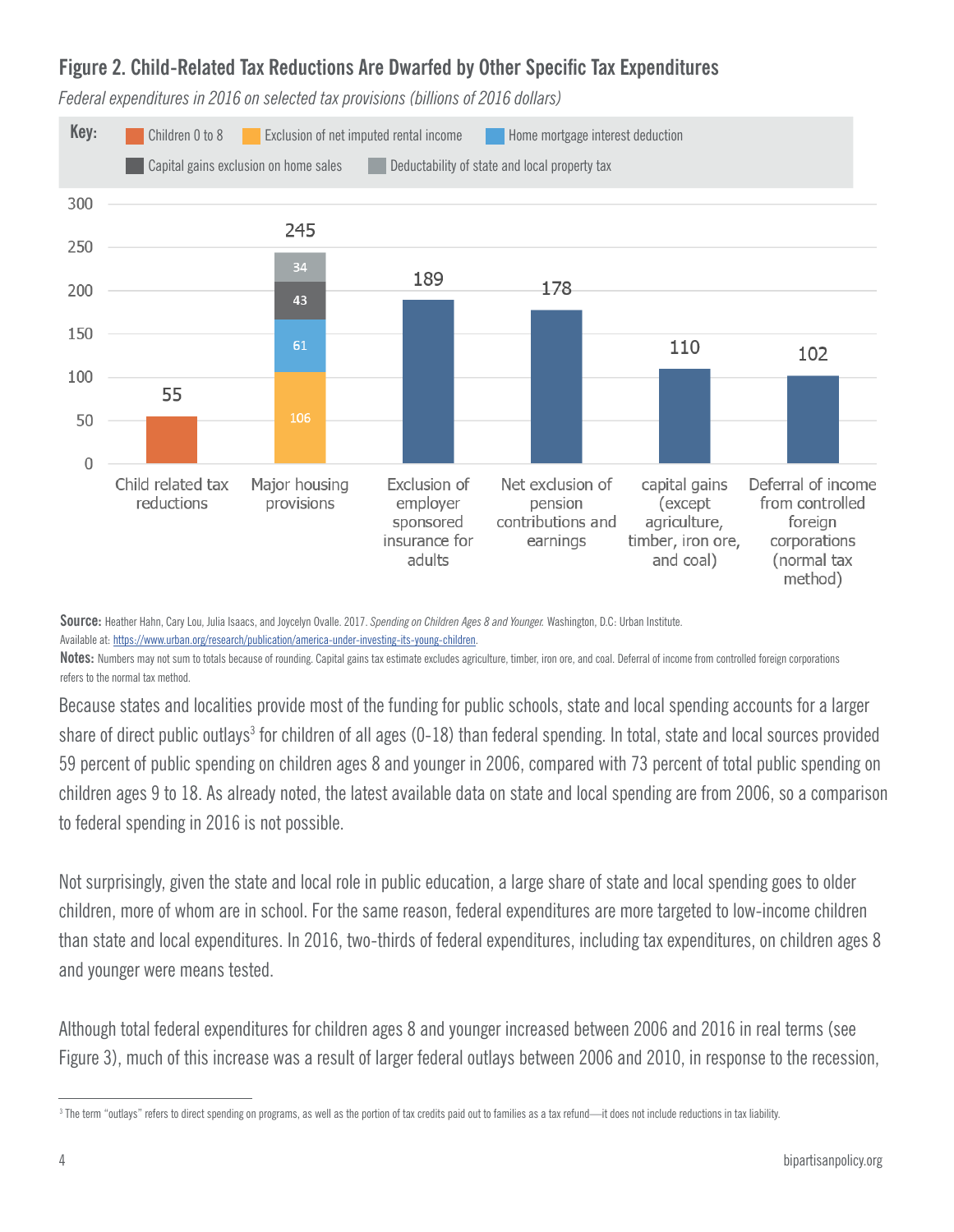**Figure 2. Child-Related Tax Reductions Are Dwarfed by Other Specific Tax Expenditures**

*Federal expenditures in 2016 on selected tax provisions (billions of 2016 dollars)*

| Category | Children 0 to 8 | Exclusion of net imputed rental income | Home mortgage interest deduction | Capital gains exclusion on home sales | Deductability of state and local property tax | Total |
|---|---|---|---|---|---|---|
| Child related tax reductions | 55 | | | | | 55 |
| Major housing provisions | | 106 | 61 | 43 | 34 | 245 |
| Exclusion of employer sponsored insurance for adults | | | | | | 189 |
| Net exclusion of pension contributions and earnings | | | | | | 178 |
| capital gains (except agriculture, timber, iron ore, and coal) | | | | | | 110 |
| Deferral of income from controlled foreign corporations (normal tax method) | | | | | | 102 |

**Source:** Heather Hahn, Cary Lou, Julia Isaacs, and Joycelyn Ovalle. 2017. *Spending on Children Ages 8 and Younger.* Washington, D.C: Urban Institute. Available at: https://www.urban.org/research/publication/america-under-investing-its-young-children.

**Notes:** Numbers may not sum to totals because of rounding. Capital gains tax estimate excludes agriculture, timber, iron ore, and coal. Deferral of income from controlled foreign corporations refers to the normal tax method.

Because states and localities provide most of the funding for public schools, state and local spending accounts for a larger share of direct public outlays[3] for children of all ages (0-18) than federal spending. In total, state and local sources provided 59 percent of public spending on children ages 8 and younger in 2006, compared with 73 percent of total public spending on children ages 9 to 18. As already noted, the latest available data on state and local spending are from 2006, so a comparison to federal spending in 2016 is not possible.

Not surprisingly, given the state and local role in public education, a large share of state and local spending goes to older children, more of whom are in school. For the same reason, federal expenditures are more targeted to low-income children than state and local expenditures. In 2016, two-thirds of federal expenditures, including tax expenditures, on children ages 8 and younger were means tested.

Although total federal expenditures for children ages 8 and younger increased between 2006 and 2016 in real terms (see Figure 3), much of this increase was a result of larger federal outlays between 2006 and 2010, in response to the recession,

[3] The term "outlays" refers to direct spending on programs, as well as the portion of tax credits paid out to families as a tax refund—it does not include reductions in tax liability.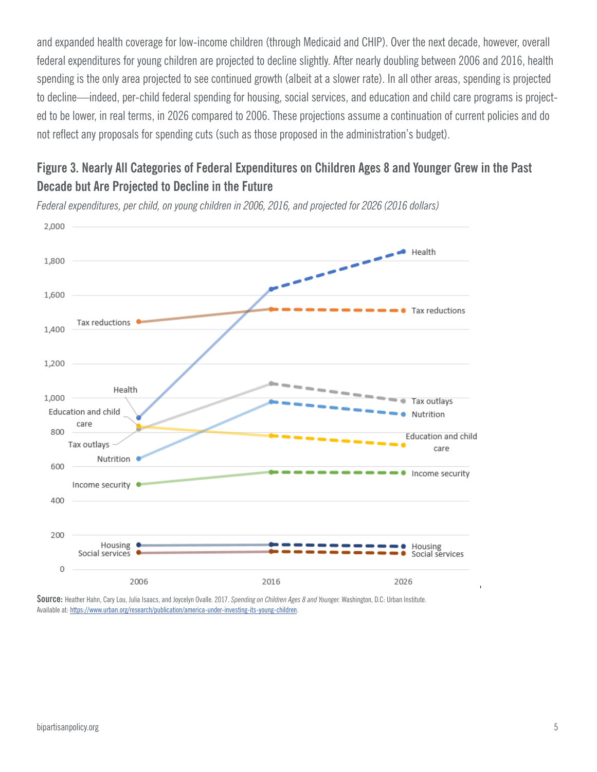and expanded health coverage for low-income children (through Medicaid and CHIP). Over the next decade, however, overall federal expenditures for young children are projected to decline slightly. After nearly doubling between 2006 and 2016, health spending is the only area projected to see continued growth (albeit at a slower rate). In all other areas, spending is projected to decline—indeed, per-child federal spending for housing, social services, and education and child care programs is projected to be lower, in real terms, in 2026 compared to 2006. These projections assume a continuation of current policies and do not reflect any proposals for spending cuts (such as those proposed in the administration's budget).

### Figure 3. Nearly All Categories of Federal Expenditures on Children Ages 8 and Younger Grew in the Past Decade but Are Projected to Decline in the Future

*Federal expenditures, per child, on young children in 2006, 2016, and projected for 2026 (2016 dollars)*

**Source:** Heather Hahn, Cary Lou, Julia Isaacs, and Joycelyn Ovalle. 2017. *Spending on Children Ages 8 and Younger.* Washington, D.C: Urban Institute. Available at: https://www.urban.org/research/publication/america-under-investing-its-young-children.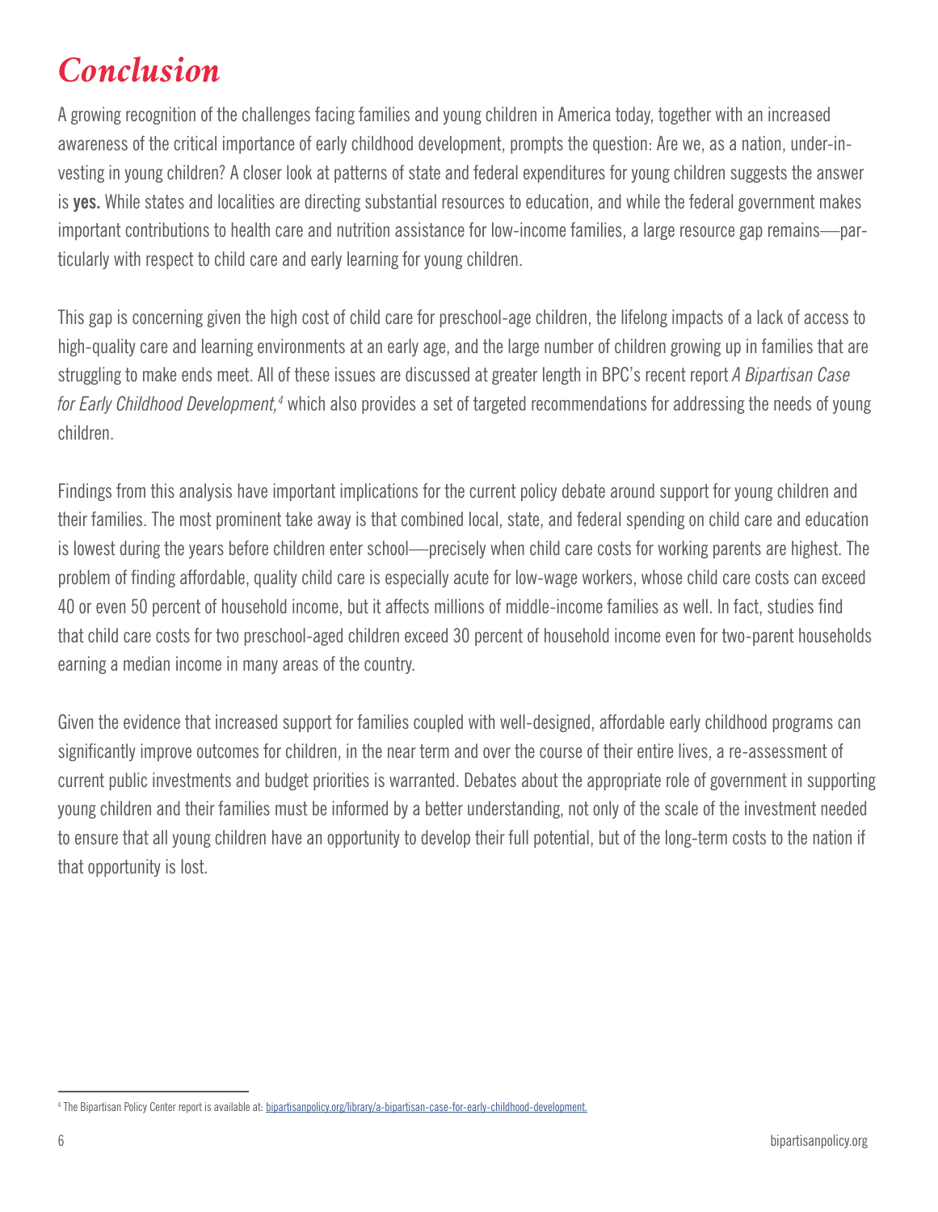# *Conclusion*

A growing recognition of the challenges facing families and young children in America today, together with an increased awareness of the critical importance of early childhood development, prompts the question: Are we, as a nation, under-investing in young children? A closer look at patterns of state and federal expenditures for young children suggests the answer is **yes.** While states and localities are directing substantial resources to education, and while the federal government makes important contributions to health care and nutrition assistance for low-income families, a large resource gap remains—particularly with respect to child care and early learning for young children.

This gap is concerning given the high cost of child care for preschool-age children, the lifelong impacts of a lack of access to high-quality care and learning environments at an early age, and the large number of children growing up in families that are struggling to make ends meet. All of these issues are discussed at greater length in BPC's recent report *A Bipartisan Case for Early Childhood Development,*[4] which also provides a set of targeted recommendations for addressing the needs of young children.

Findings from this analysis have important implications for the current policy debate around support for young children and their families. The most prominent take away is that combined local, state, and federal spending on child care and education is lowest during the years before children enter school—precisely when child care costs for working parents are highest. The problem of finding affordable, quality child care is especially acute for low-wage workers, whose child care costs can exceed 40 or even 50 percent of household income, but it affects millions of middle-income families as well. In fact, studies find that child care costs for two preschool-aged children exceed 30 percent of household income even for two-parent households earning a median income in many areas of the country.

Given the evidence that increased support for families coupled with well-designed, affordable early childhood programs can significantly improve outcomes for children, in the near term and over the course of their entire lives, a re-assessment of current public investments and budget priorities is warranted. Debates about the appropriate role of government in supporting young children and their families must be informed by a better understanding, not only of the scale of the investment needed to ensure that all young children have an opportunity to develop their full potential, but of the long-term costs to the nation if that opportunity is lost.

---

[4] The Bipartisan Policy Center report is available at: [bipartisanpolicy.org/library/a-bipartisan-case-for-early-childhood-development.](https://bipartisanpolicy.org/library/a-bipartisan-case-for-early-childhood-development)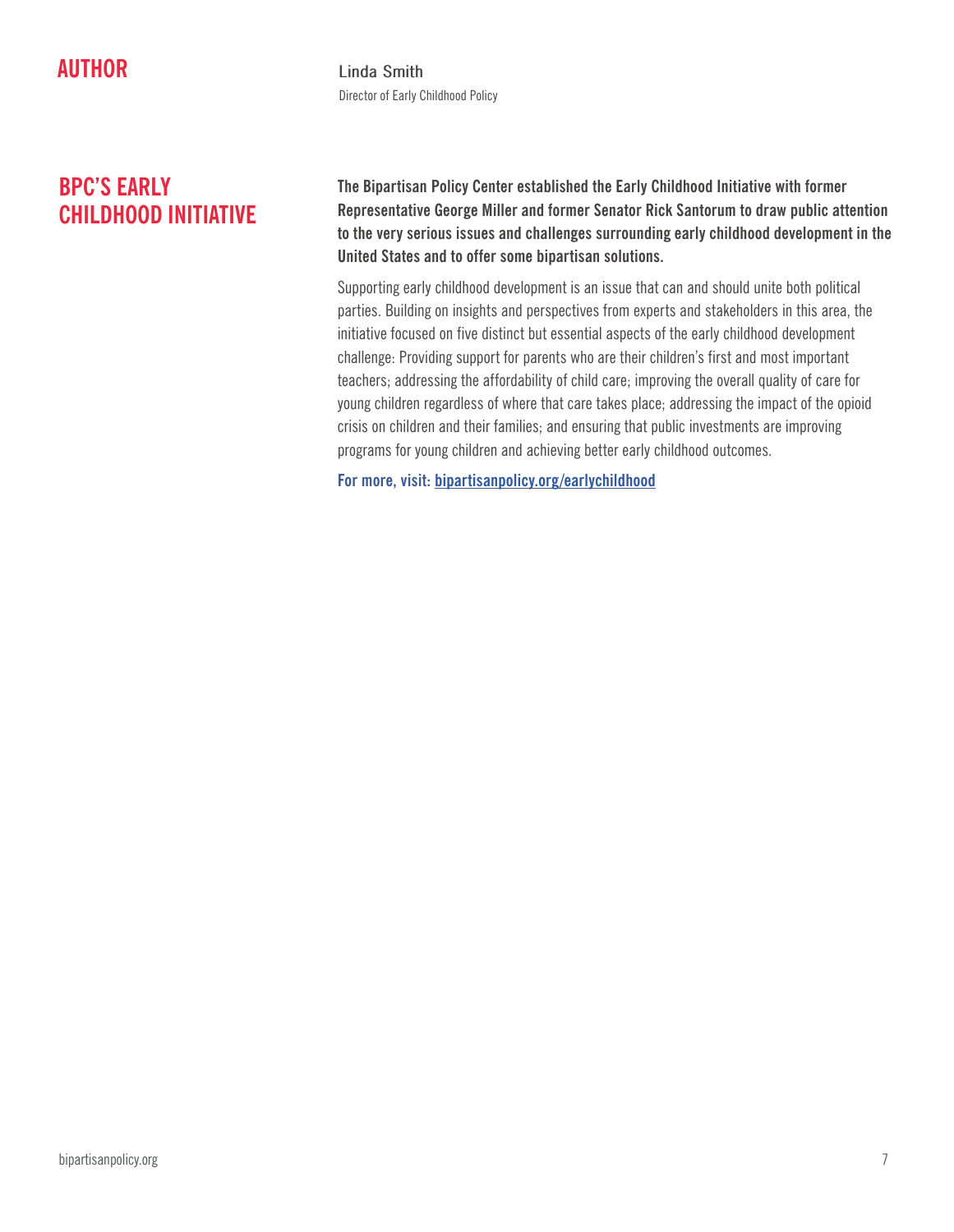## AUTHOR

**Linda Smith**
Director of Early Childhood Policy

## BPC'S EARLY CHILDHOOD INITIATIVE

**The Bipartisan Policy Center established the Early Childhood Initiative with former Representative George Miller and former Senator Rick Santorum to draw public attention to the very serious issues and challenges surrounding early childhood development in the United States and to offer some bipartisan solutions.**

Supporting early childhood development is an issue that can and should unite both political parties. Building on insights and perspectives from experts and stakeholders in this area, the initiative focused on five distinct but essential aspects of the early childhood development challenge: Providing support for parents who are their children's first and most important teachers; addressing the affordability of child care; improving the overall quality of care for young children regardless of where that care takes place; addressing the impact of the opioid crisis on children and their families; and ensuring that public investments are improving programs for young children and achieving better early childhood outcomes.

**For more, visit: bipartisanpolicy.org/earlychildhood**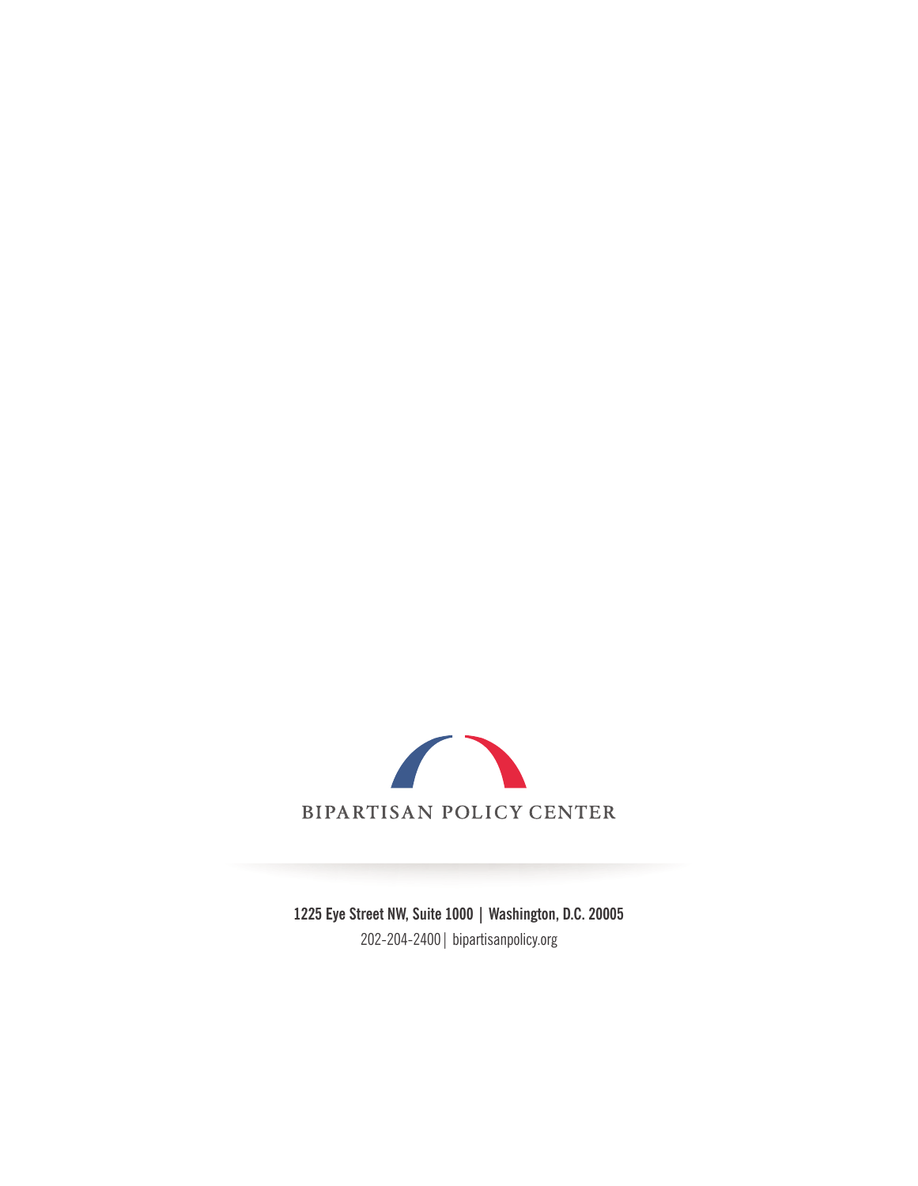BIPARTISAN POLICY CENTER

**1225 Eye Street NW, Suite 1000 | Washington, D.C. 20005**

202-204-2400 | bipartisanpolicy.org